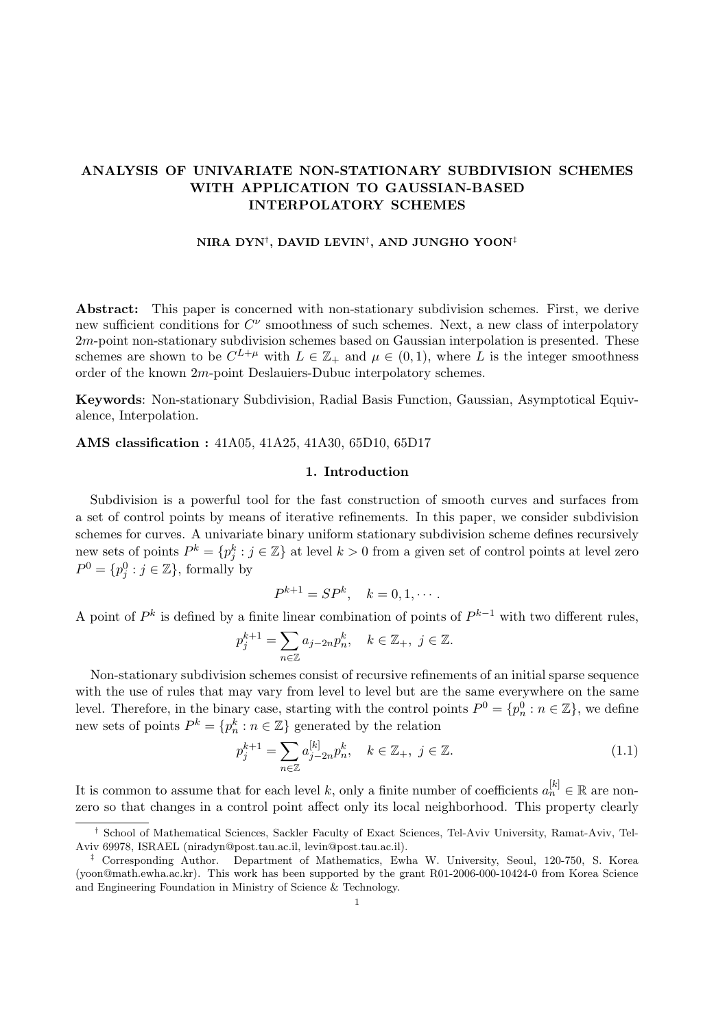# ANALYSIS OF UNIVARIATE NON-STATIONARY SUBDIVISION SCHEMES WITH APPLICATION TO GAUSSIAN-BASED INTERPOLATORY SCHEMES

**NIRA DYN**[†], **DAVID LEVIN**[†], **AND JUNGHO YOON**[‡]

**Abstract:** This paper is concerned with non-stationary subdivision schemes. First, we derive new sufficient conditions for $C^\nu$ smoothness of such schemes. Next, a new class of interpolatory $2m$-point non-stationary subdivision schemes based on Gaussian interpolation is presented. These schemes are shown to be $C^{L+\mu}$ with $L \in \mathbb{Z}_+$ and $\mu \in (0,1)$, where $L$ is the integer smoothness order of the known $2m$-point Deslauiers-Dubuc interpolatory schemes.

**Keywords**: Non-stationary Subdivision, Radial Basis Function, Gaussian, Asymptotical Equivalence, Interpolation.

**AMS classification :** 41A05, 41A25, 41A30, 65D10, 65D17

## 1. Introduction

Subdivision is a powerful tool for the fast construction of smooth curves and surfaces from a set of control points by means of iterative refinements. In this paper, we consider subdivision schemes for curves. A univariate binary uniform stationary subdivision scheme defines recursively new sets of points $P^k = \{p_j^k : j \in \mathbb{Z}\}$ at level $k > 0$ from a given set of control points at level zero $P^0 = \{p_j^0 : j \in \mathbb{Z}\}$, formally by

$$P^{k+1} = SP^k, \quad k = 0, 1, \cdots .$$

A point of $P^k$ is defined by a finite linear combination of points of $P^{k-1}$ with two different rules,

$$p_j^{k+1} = \sum_{n \in \mathbb{Z}} a_{j-2n} p_n^k, \quad k \in \mathbb{Z}_+, \ j \in \mathbb{Z}.$$

Non-stationary subdivision schemes consist of recursive refinements of an initial sparse sequence with the use of rules that may vary from level to level but are the same everywhere on the same level. Therefore, in the binary case, starting with the control points $P^0 = \{p_n^0 : n \in \mathbb{Z}\}$, we define new sets of points $P^k = \{p_n^k : n \in \mathbb{Z}\}$ generated by the relation

$$p_j^{k+1} = \sum_{n \in \mathbb{Z}} a_{j-2n}^{[k]} p_n^k, \quad k \in \mathbb{Z}_+, \ j \in \mathbb{Z}. \tag{1.1}$$

It is common to assume that for each level $k$, only a finite number of coefficients $a_n^{[k]} \in \mathbb{R}$ are non-zero so that changes in a control point affect only its local neighborhood. This property clearly

---

[†] School of Mathematical Sciences, Sackler Faculty of Exact Sciences, Tel-Aviv University, Ramat-Aviv, Tel-Aviv 69978, ISRAEL (niradyn@post.tau.ac.il, levin@post.tau.ac.il).

[‡] Corresponding Author. Department of Mathematics, Ewha W. University, Seoul, 120-750, S. Korea (yoon@math.ewha.ac.kr). This work has been supported by the grant R01-2006-000-10424-0 from Korea Science and Engineering Foundation in Ministry of Science & Technology.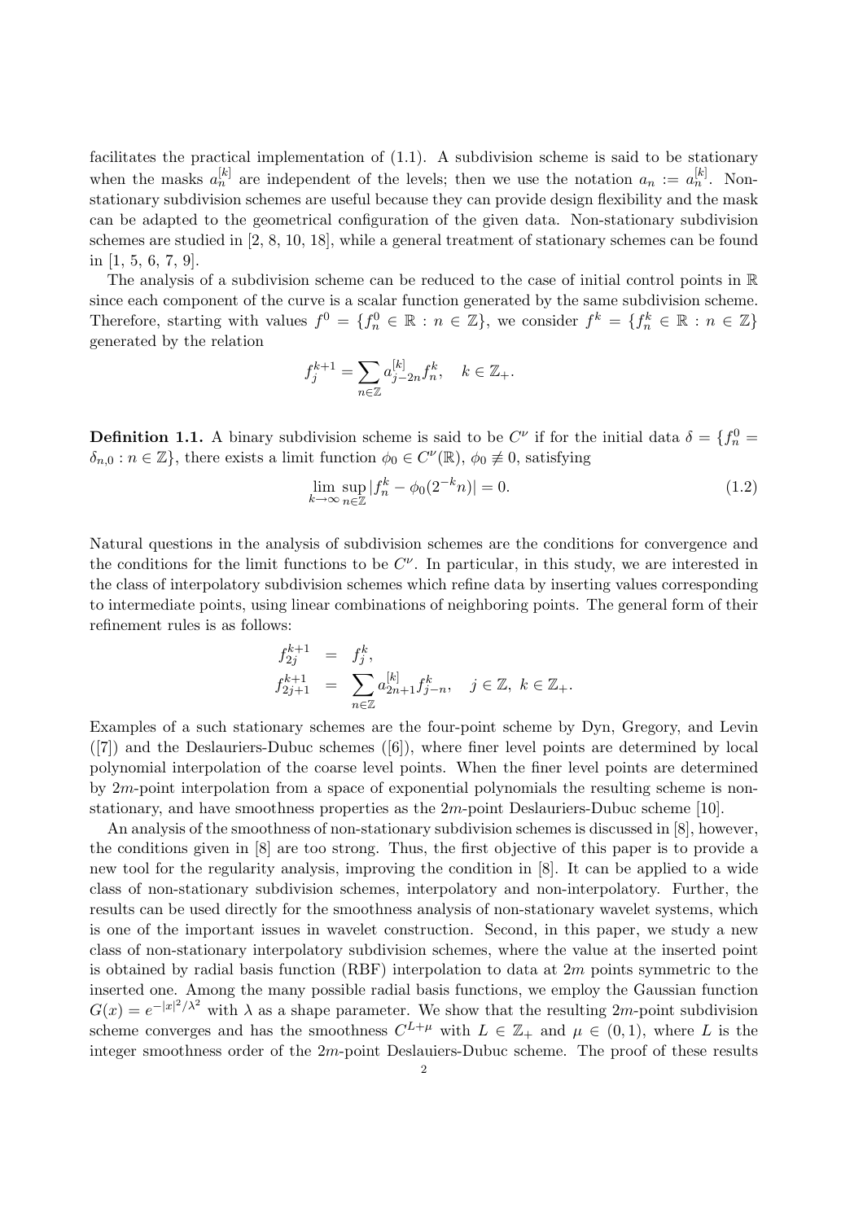facilitates the practical implementation of (1.1). A subdivision scheme is said to be stationary when the masks $a_n^{[k]}$ are independent of the levels; then we use the notation $a_n := a_n^{[k]}$. Non-stationary subdivision schemes are useful because they can provide design flexibility and the mask can be adapted to the geometrical configuration of the given data. Non-stationary subdivision schemes are studied in [2, 8, 10, 18], while a general treatment of stationary schemes can be found in [1, 5, 6, 7, 9].

The analysis of a subdivision scheme can be reduced to the case of initial control points in $\mathbb{R}$ since each component of the curve is a scalar function generated by the same subdivision scheme. Therefore, starting with values $f^0 = \{f_n^0 \in \mathbb{R} : n \in \mathbb{Z}\}$, we consider $f^k = \{f_n^k \in \mathbb{R} : n \in \mathbb{Z}\}$ generated by the relation

$$f_j^{k+1} = \sum_{n\in\mathbb{Z}} a_{j-2n}^{[k]} f_n^k, \quad k \in \mathbb{Z}_+.$$

**Definition 1.1.** A binary subdivision scheme is said to be $C^\nu$ if for the initial data $\delta = \{f_n^0 = \delta_{n,0} : n \in \mathbb{Z}\}$, there exists a limit function $\phi_0 \in C^\nu(\mathbb{R})$, $\phi_0 \not\equiv 0$, satisfying

$$\lim_{k\to\infty} \sup_{n\in\mathbb{Z}} |f_n^k - \phi_0(2^{-k}n)| = 0. \tag{1.2}$$

Natural questions in the analysis of subdivision schemes are the conditions for convergence and the conditions for the limit functions to be $C^\nu$. In particular, in this study, we are interested in the class of interpolatory subdivision schemes which refine data by inserting values corresponding to intermediate points, using linear combinations of neighboring points. The general form of their refinement rules is as follows:

$$\begin{aligned} f_{2j}^{k+1} &= f_j^k, \\ f_{2j+1}^{k+1} &= \sum_{n\in\mathbb{Z}} a_{2n+1}^{[k]} f_{j-n}^k, \quad j \in \mathbb{Z},\ k \in \mathbb{Z}_+. \end{aligned}$$

Examples of a such stationary schemes are the four-point scheme by Dyn, Gregory, and Levin ([7]) and the Deslauriers-Dubuc schemes ([6]), where finer level points are determined by local polynomial interpolation of the coarse level points. When the finer level points are determined by $2m$-point interpolation from a space of exponential polynomials the resulting scheme is non-stationary, and have smoothness properties as the $2m$-point Deslauriers-Dubuc scheme [10].

An analysis of the smoothness of non-stationary subdivision schemes is discussed in [8], however, the conditions given in [8] are too strong. Thus, the first objective of this paper is to provide a new tool for the regularity analysis, improving the condition in [8]. It can be applied to a wide class of non-stationary subdivision schemes, interpolatory and non-interpolatory. Further, the results can be used directly for the smoothness analysis of non-stationary wavelet systems, which is one of the important issues in wavelet construction. Second, in this paper, we study a new class of non-stationary interpolatory subdivision schemes, where the value at the inserted point is obtained by radial basis function (RBF) interpolation to data at $2m$ points symmetric to the inserted one. Among the many possible radial basis functions, we employ the Gaussian function $G(x) = e^{-|x|^2/\lambda^2}$ with $\lambda$ as a shape parameter. We show that the resulting $2m$-point subdivision scheme converges and has the smoothness $C^{L+\mu}$ with $L \in \mathbb{Z}_+$ and $\mu \in (0, 1)$, where $L$ is the integer smoothness order of the $2m$-point Deslauiers-Dubuc scheme. The proof of these results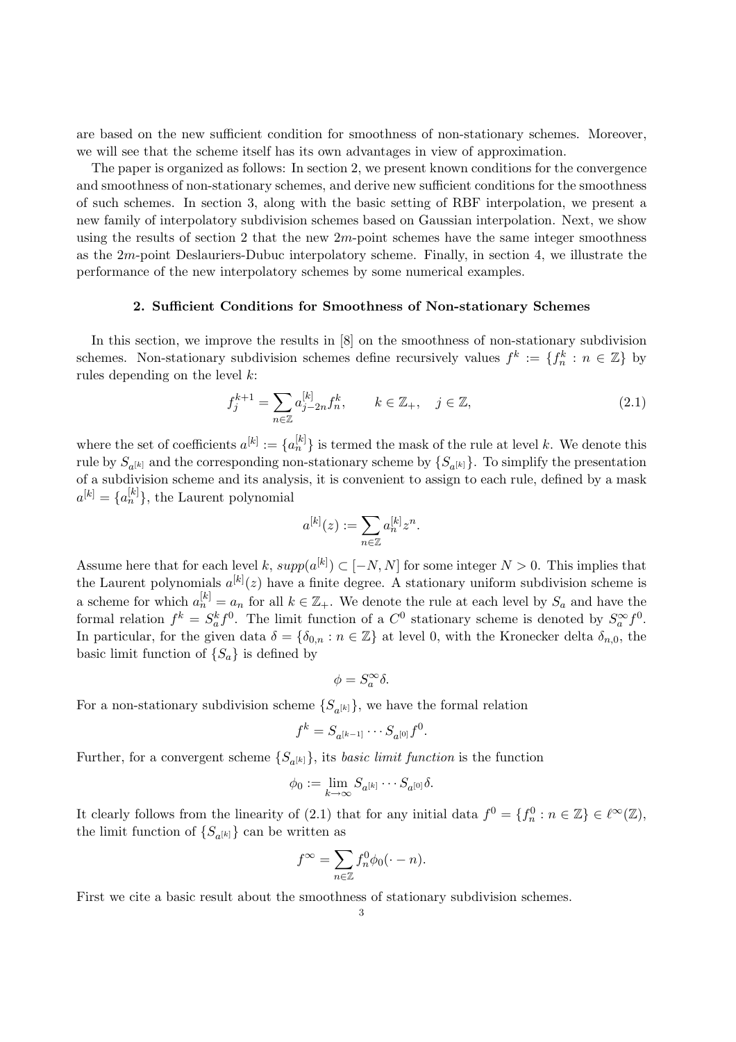are based on the new sufficient condition for smoothness of non-stationary schemes. Moreover, we will see that the scheme itself has its own advantages in view of approximation.

The paper is organized as follows: In section 2, we present known conditions for the convergence and smoothness of non-stationary schemes, and derive new sufficient conditions for the smoothness of such schemes. In section 3, along with the basic setting of RBF interpolation, we present a new family of interpolatory subdivision schemes based on Gaussian interpolation. Next, we show using the results of section 2 that the new $2m$-point schemes have the same integer smoothness as the $2m$-point Deslauriers-Dubuc interpolatory scheme. Finally, in section 4, we illustrate the performance of the new interpolatory schemes by some numerical examples.

## 2. Sufficient Conditions for Smoothness of Non-stationary Schemes

In this section, we improve the results in [8] on the smoothness of non-stationary subdivision schemes. Non-stationary subdivision schemes define recursively values $f^k := \{f_n^k : n \in \mathbb{Z}\}$ by rules depending on the level $k$:

$$f_j^{k+1} = \sum_{n\in\mathbb{Z}} a_{j-2n}^{[k]} f_n^k, \qquad k \in \mathbb{Z}_+, \quad j \in \mathbb{Z}, \tag{2.1}$$

where the set of coefficients $a^{[k]} := \{a_n^{[k]}\}$ is termed the mask of the rule at level $k$. We denote this rule by $S_{a^{[k]}}$ and the corresponding non-stationary scheme by $\{S_{a^{[k]}}\}$. To simplify the presentation of a subdivision scheme and its analysis, it is convenient to assign to each rule, defined by a mask $a^{[k]} = \{a_n^{[k]}\}$, the Laurent polynomial

$$a^{[k]}(z) := \sum_{n\in\mathbb{Z}} a_n^{[k]} z^n.$$

Assume here that for each level $k$, $supp(a^{[k]}) \subset [-N, N]$ for some integer $N > 0$. This implies that the Laurent polynomials $a^{[k]}(z)$ have a finite degree. A stationary uniform subdivision scheme is a scheme for which $a_n^{[k]} = a_n$ for all $k \in \mathbb{Z}_+$. We denote the rule at each level by $S_a$ and have the formal relation $f^k = S_a^k f^0$. The limit function of a $C^0$ stationary scheme is denoted by $S_a^\infty f^0$. In particular, for the given data $\delta = \{\delta_{0,n} : n \in \mathbb{Z}\}$ at level 0, with the Kronecker delta $\delta_{n,0}$, the basic limit function of $\{S_a\}$ is defined by

$$\phi = S_a^\infty \delta.$$

For a non-stationary subdivision scheme $\{S_{a^{[k]}}\}$, we have the formal relation

$$f^k = S_{a^{[k-1]}} \cdots S_{a^{[0]}} f^0.$$

Further, for a convergent scheme $\{S_{a^{[k]}}\}$, its *basic limit function* is the function

$$\phi_0 := \lim_{k\to\infty} S_{a^{[k]}} \cdots S_{a^{[0]}} \delta.$$

It clearly follows from the linearity of (2.1) that for any initial data $f^0 = \{f_n^0 : n \in \mathbb{Z}\} \in \ell^\infty(\mathbb{Z})$, the limit function of $\{S_{a^{[k]}}\}$ can be written as

$$f^\infty = \sum_{n\in\mathbb{Z}} f_n^0 \phi_0(\cdot - n).$$

First we cite a basic result about the smoothness of stationary subdivision schemes.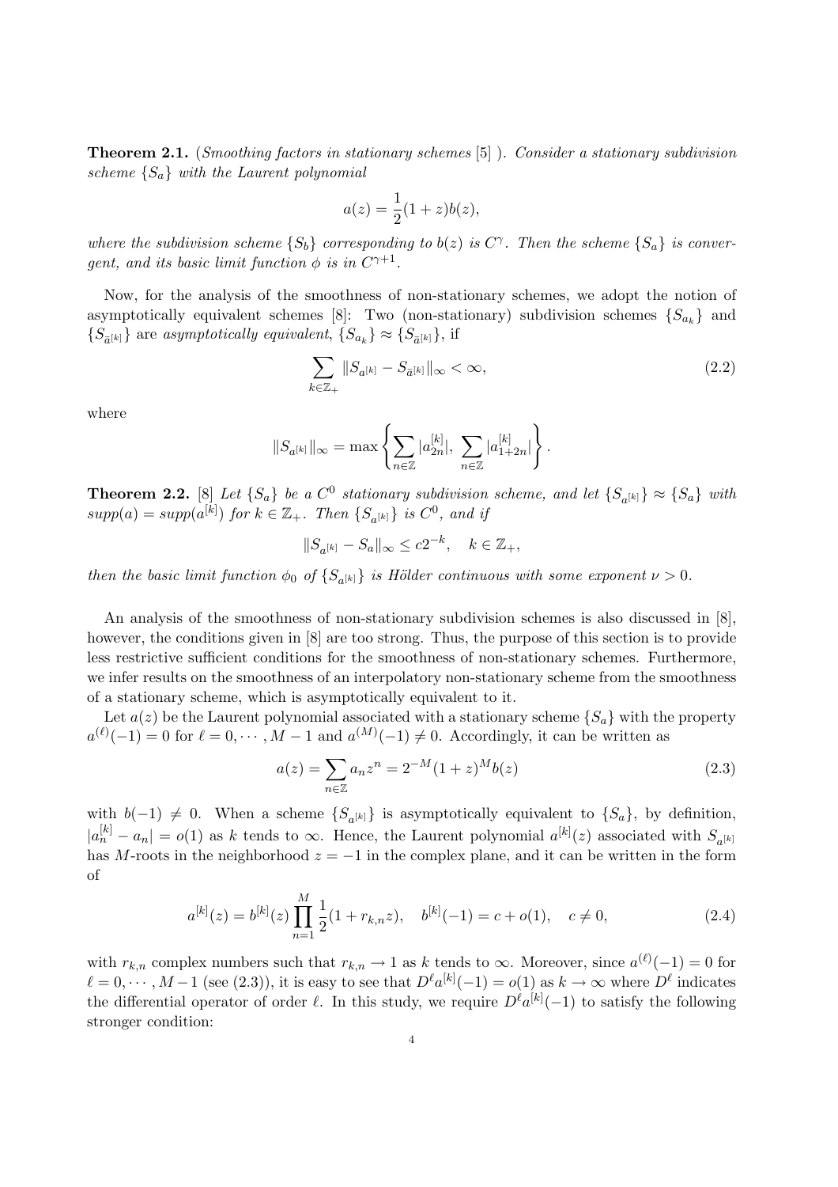**Theorem 2.1.** *(Smoothing factors in stationary schemes [5] ). Consider a stationary subdivision scheme $\{S_a\}$ with the Laurent polynomial*

$$a(z) = \frac{1}{2}(1+z)b(z),$$

*where the subdivision scheme $\{S_b\}$ corresponding to $b(z)$ is $C^\gamma$. Then the scheme $\{S_a\}$ is convergent, and its basic limit function $\phi$ is in $C^{\gamma+1}$.*

Now, for the analysis of the smoothness of non-stationary schemes, we adopt the notion of asymptotically equivalent schemes [8]: Two (non-stationary) subdivision schemes $\{S_{a_k}\}$ and $\{S_{\bar{a}^{[k]}}\}$ are *asymptotically equivalent*, $\{S_{a_k}\} \approx \{S_{\bar{a}^{[k]}}\}$, if

$$\sum_{k\in\mathbb{Z}_+} \|S_{a^{[k]}} - S_{\bar{a}^{[k]}}\|_\infty < \infty, \tag{2.2}$$

where

$$\|S_{a^{[k]}}\|_\infty = \max\left\{ \sum_{n\in\mathbb{Z}} |a^{[k]}_{2n}|, \ \sum_{n\in\mathbb{Z}} |a^{[k]}_{1+2n}| \right\}.$$

**Theorem 2.2.** [8] *Let $\{S_a\}$ be a $C^0$ stationary subdivision scheme, and let $\{S_{a^{[k]}}\} \approx \{S_a\}$ with $supp(a) = supp(a^{[k]})$ for $k \in \mathbb{Z}_+$. Then $\{S_{a^{[k]}}\}$ is $C^0$, and if*

$$\|S_{a^{[k]}} - S_a\|_\infty \le c2^{-k}, \quad k \in \mathbb{Z}_+,$$

*then the basic limit function $\phi_0$ of $\{S_{a^{[k]}}\}$ is Hölder continuous with some exponent $\nu > 0$.*

An analysis of the smoothness of non-stationary subdivision schemes is also discussed in [8], however, the conditions given in [8] are too strong. Thus, the purpose of this section is to provide less restrictive sufficient conditions for the smoothness of non-stationary schemes. Furthermore, we infer results on the smoothness of an interpolatory non-stationary scheme from the smoothness of a stationary scheme, which is asymptotically equivalent to it.

Let $a(z)$ be the Laurent polynomial associated with a stationary scheme $\{S_a\}$ with the property $a^{(\ell)}(-1) = 0$ for $\ell = 0, \cdots, M-1$ and $a^{(M)}(-1) \neq 0$. Accordingly, it can be written as

$$a(z) = \sum_{n\in\mathbb{Z}} a_n z^n = 2^{-M}(1+z)^M b(z) \tag{2.3}$$

with $b(-1) \neq 0$. When a scheme $\{S_{a^{[k]}}\}$ is asymptotically equivalent to $\{S_a\}$, by definition, $|a^{[k]}_n - a_n| = o(1)$ as $k$ tends to $\infty$. Hence, the Laurent polynomial $a^{[k]}(z)$ associated with $S_{a^{[k]}}$ has $M$-roots in the neighborhood $z = -1$ in the complex plane, and it can be written in the form of

$$a^{[k]}(z) = b^{[k]}(z) \prod_{n=1}^{M} \frac{1}{2}(1 + r_{k,n} z), \quad b^{[k]}(-1) = c + o(1), \quad c \neq 0, \tag{2.4}$$

with $r_{k,n}$ complex numbers such that $r_{k,n} \to 1$ as $k$ tends to $\infty$. Moreover, since $a^{(\ell)}(-1) = 0$ for $\ell = 0, \cdots, M-1$ (see (2.3)), it is easy to see that $D^\ell a^{[k]}(-1) = o(1)$ as $k \to \infty$ where $D^\ell$ indicates the differential operator of order $\ell$. In this study, we require $D^\ell a^{[k]}(-1)$ to satisfy the following stronger condition: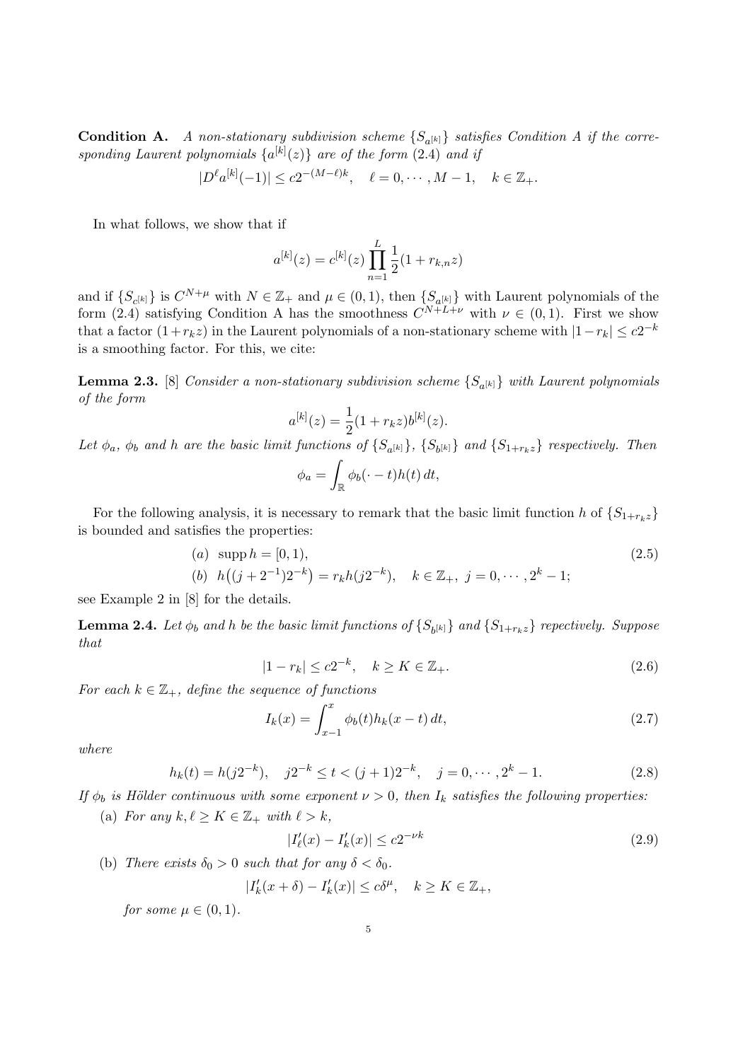**Condition A.** *A non-stationary subdivision scheme $\{S_{a^{[k]}}\}$ satisfies Condition A if the corresponding Laurent polynomials $\{a^{[k]}(z)\}$ are of the form (2.4) and if*

$$|D^\ell a^{[k]}(-1)| \le c2^{-(M-\ell)k}, \quad \ell = 0, \cdots, M-1, \quad k \in \mathbb{Z}_+.$$

In what follows, we show that if

$$a^{[k]}(z) = c^{[k]}(z) \prod_{n=1}^{L} \frac{1}{2}(1 + r_{k,n} z)$$

and if $\{S_{c^{[k]}}\}$ is $C^{N+\mu}$ with $N \in \mathbb{Z}_+$ and $\mu \in (0,1)$, then $\{S_{a^{[k]}}\}$ with Laurent polynomials of the form (2.4) satisfying Condition A has the smoothness $C^{N+L+\nu}$ with $\nu \in (0,1)$. First we show that a factor $(1+r_k z)$ in the Laurent polynomials of a non-stationary scheme with $|1-r_k| \le c2^{-k}$ is a smoothing factor. For this, we cite:

**Lemma 2.3.** [8] *Consider a non-stationary subdivision scheme $\{S_{a^{[k]}}\}$ with Laurent polynomials of the form*

$$a^{[k]}(z) = \frac{1}{2}(1 + r_k z) b^{[k]}(z).$$

*Let $\phi_a$, $\phi_b$ and $h$ are the basic limit functions of $\{S_{a^{[k]}}\}$, $\{S_{b^{[k]}}\}$ and $\{S_{1+r_k z}\}$ respectively. Then*

$$\phi_a = \int_{\mathbb{R}} \phi_b(\cdot - t) h(t)\, dt,$$

For the following analysis, it is necessary to remark that the basic limit function $h$ of $\{S_{1+r_k z}\}$ is bounded and satisfies the properties:

$$\begin{aligned} &(a) \ \ \operatorname{supp} h = [0,1), \\ &(b) \ \ h\big((j + 2^{-1})2^{-k}\big) = r_k h(j2^{-k}), \quad k \in \mathbb{Z}_+, \ j = 0, \cdots, 2^k - 1; \end{aligned} \tag{2.5}$$

see Example 2 in [8] for the details.

**Lemma 2.4.** *Let $\phi_b$ and $h$ be the basic limit functions of $\{S_{b^{[k]}}\}$ and $\{S_{1+r_k z}\}$ repectively. Suppose that*

$$|1 - r_k| \le c2^{-k}, \quad k \ge K \in \mathbb{Z}_+. \tag{2.6}$$

*For each $k \in \mathbb{Z}_+$, define the sequence of functions*

$$I_k(x) = \int_{x-1}^{x} \phi_b(t) h_k(x-t)\, dt, \tag{2.7}$$

*where*

$$h_k(t) = h(j2^{-k}), \quad j2^{-k} \le t < (j+1)2^{-k}, \quad j = 0, \cdots, 2^k - 1. \tag{2.8}$$

*If $\phi_b$ is Hölder continuous with some exponent $\nu > 0$, then $I_k$ satisfies the following properties:*

(a) *For any $k, \ell \ge K \in \mathbb{Z}_+$ with $\ell > k$,*

$$|I'_\ell(x) - I'_k(x)| \le c2^{-\nu k} \tag{2.9}$$

(b) *There exists $\delta_0 > 0$ such that for any $\delta < \delta_0$.*

$$|I'_k(x+\delta) - I'_k(x)| \le c\delta^\mu, \quad k \ge K \in \mathbb{Z}_+,$$

*for some $\mu \in (0,1)$.*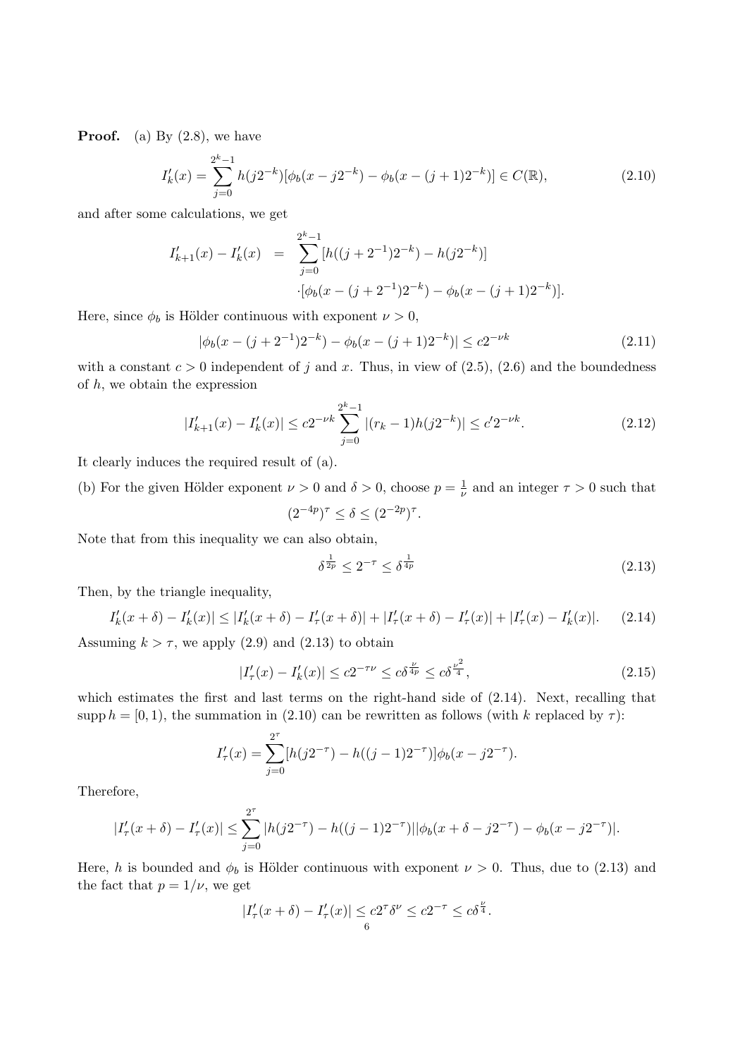**Proof.** (a) By (2.8), we have

$$I_k'(x) = \sum_{j=0}^{2^k-1} h(j2^{-k})[\phi_b(x - j2^{-k}) - \phi_b(x-(j+1)2^{-k})] \in C(\mathbb{R}), \tag{2.10}$$

and after some calculations, we get

$$\begin{aligned} I_{k+1}'(x) - I_k'(x) &= \sum_{j=0}^{2^k-1} [h((j+2^{-1})2^{-k}) - h(j2^{-k})] \\ &\cdot [\phi_b(x-(j+2^{-1})2^{-k}) - \phi_b(x-(j+1)2^{-k})]. \end{aligned}$$

Here, since $\phi_b$ is Hölder continuous with exponent $\nu > 0$,

$$|\phi_b(x-(j+2^{-1})2^{-k}) - \phi_b(x-(j+1)2^{-k})| \leq c2^{-\nu k} \tag{2.11}$$

with a constant $c > 0$ independent of $j$ and $x$. Thus, in view of (2.5), (2.6) and the boundedness of $h$, we obtain the expression

$$|I_{k+1}'(x) - I_k'(x)| \leq c2^{-\nu k} \sum_{j=0}^{2^k-1} |(r_k - 1)h(j2^{-k})| \leq c' 2^{-\nu k}. \tag{2.12}$$

It clearly induces the required result of (a).

(b) For the given Hölder exponent $\nu > 0$ and $\delta > 0$, choose $p = \frac{1}{\nu}$ and an integer $\tau > 0$ such that

$$(2^{-4p})^\tau \leq \delta \leq (2^{-2p})^\tau.$$

Note that from this inequality we can also obtain,

$$\delta^{\frac{1}{2p}} \leq 2^{-\tau} \leq \delta^{\frac{1}{4p}} \tag{2.13}$$

Then, by the triangle inequality,

$$I_k'(x+\delta) - I_k'(x) \leq |I_k'(x+\delta) - I_\tau'(x+\delta)| + |I_\tau'(x+\delta) - I_\tau'(x)| + |I_\tau'(x) - I_k'(x)|. \tag{2.14}$$

Assuming $k > \tau$, we apply (2.9) and (2.13) to obtain

$$|I_\tau'(x) - I_k'(x)| \leq c2^{-\tau\nu} \leq c\delta^{\frac{\nu}{4p}} \leq c\delta^{\frac{\nu^2}{4}}, \tag{2.15}$$

which estimates the first and last terms on the right-hand side of (2.14). Next, recalling that $\operatorname{supp} h = [0,1)$, the summation in (2.10) can be rewritten as follows (with $k$ replaced by $\tau$):

$$I_\tau'(x) = \sum_{j=0}^{2^\tau} [h(j2^{-\tau}) - h((j-1)2^{-\tau})]\phi_b(x - j2^{-\tau}).$$

Therefore,

$$|I_\tau'(x+\delta) - I_\tau'(x)| \leq \sum_{j=0}^{2^\tau} |h(j2^{-\tau}) - h((j-1)2^{-\tau})||\phi_b(x+\delta-j2^{-\tau}) - \phi_b(x-j2^{-\tau})|.$$

Here, $h$ is bounded and $\phi_b$ is Hölder continuous with exponent $\nu > 0$. Thus, due to (2.13) and the fact that $p = 1/\nu$, we get

$$|I_\tau'(x+\delta) - I_\tau'(x)| \leq c2^\tau \delta^\nu \leq c2^{-\tau} \leq c\delta^{\frac{\nu}{4}}.$$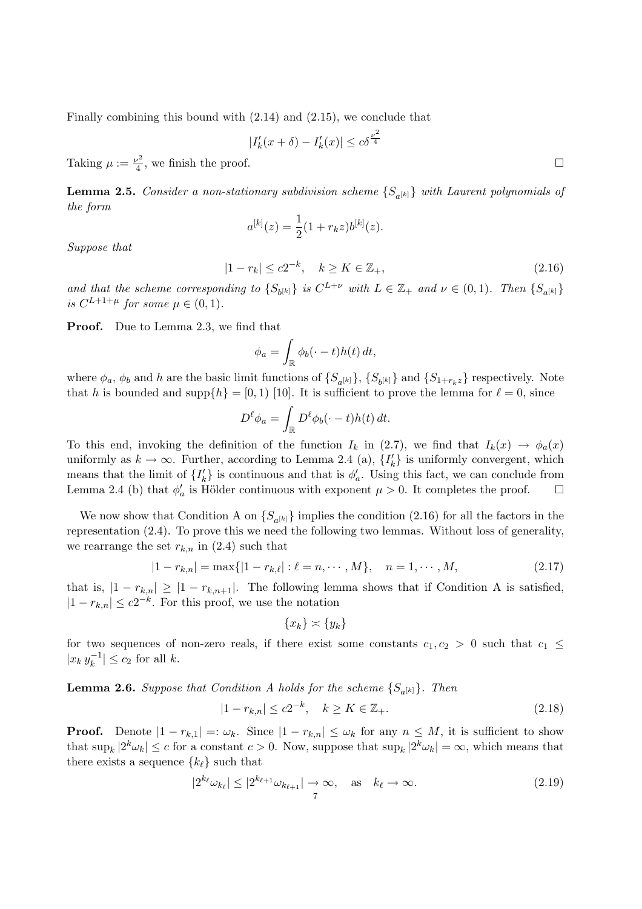Finally combining this bound with (2.14) and (2.15), we conclude that

$$|I_k'(x+\delta) - I_k'(x)| \le c\delta^{\frac{\nu^2}{4}}$$

Taking $\mu := \frac{\nu^2}{4}$, we finish the proof. $\square$

**Lemma 2.5.** *Consider a non-stationary subdivision scheme $\{S_{a^{[k]}}\}$ with Laurent polynomials of the form*

$$a^{[k]}(z) = \frac{1}{2}(1 + r_k z) b^{[k]}(z).$$

*Suppose that*

$$|1 - r_k| \le c2^{-k}, \quad k \ge K \in \mathbb{Z}_+, \tag{2.16}$$

*and that the scheme corresponding to $\{S_{b^{[k]}}\}$ is $C^{L+\nu}$ with $L \in \mathbb{Z}_+$ and $\nu \in (0,1)$. Then $\{S_{a^{[k]}}\}$ is $C^{L+1+\mu}$ for some $\mu \in (0,1)$.*

**Proof.** Due to Lemma 2.3, we find that

$$\phi_a = \int_{\mathbb{R}} \phi_b(\cdot - t) h(t)\, dt,$$

where $\phi_a$, $\phi_b$ and $h$ are the basic limit functions of $\{S_{a^{[k]}}\}$, $\{S_{b^{[k]}}\}$ and $\{S_{1+r_k z}\}$ respectively. Note that $h$ is bounded and $\text{supp}\{h\} = [0,1)$ [10]. It is sufficient to prove the lemma for $\ell = 0$, since

$$D^\ell \phi_a = \int_{\mathbb{R}} D^\ell \phi_b(\cdot - t) h(t)\, dt.$$

To this end, invoking the definition of the function $I_k$ in (2.7), we find that $I_k(x) \to \phi_a(x)$ uniformly as $k \to \infty$. Further, according to Lemma 2.4 (a), $\{I_k'\}$ is uniformly convergent, which means that the limit of $\{I_k'\}$ is continuous and that is $\phi_a'$. Using this fact, we can conclude from Lemma 2.4 (b) that $\phi_a'$ is Hölder continuous with exponent $\mu > 0$. It completes the proof. $\square$

We now show that Condition A on $\{S_{a^{[k]}}\}$ implies the condition (2.16) for all the factors in the representation (2.4). To prove this we need the following two lemmas. Without loss of generality, we rearrange the set $r_{k,n}$ in (2.4) such that

$$|1 - r_{k,n}| = \max\{|1 - r_{k,\ell}| : \ell = n, \cdots, M\}, \quad n = 1, \cdots, M, \tag{2.17}$$

that is, $|1 - r_{k,n}| \ge |1 - r_{k,n+1}|$. The following lemma shows that if Condition A is satisfied, $|1 - r_{k,n}| \le c2^{-k}$. For this proof, we use the notation

$$\{x_k\} \asymp \{y_k\}$$

for two sequences of non-zero reals, if there exist some constants $c_1, c_2 > 0$ such that $c_1 \le |x_k\, y_k^{-1}| \le c_2$ for all $k$.

**Lemma 2.6.** *Suppose that Condition A holds for the scheme $\{S_{a^{[k]}}\}$. Then*

$$|1 - r_{k,n}| \le c2^{-k}, \quad k \ge K \in \mathbb{Z}_+. \tag{2.18}$$

**Proof.** Denote $|1 - r_{k,1}| =: \omega_k$. Since $|1 - r_{k,n}| \le \omega_k$ for any $n \le M$, it is sufficient to show that $\sup_k |2^k \omega_k| \le c$ for a constant $c > 0$. Now, suppose that $\sup_k |2^k \omega_k| = \infty$, which means that there exists a sequence $\{k_\ell\}$ such that

$$|2^{k_\ell} \omega_{k_\ell}| \le |2^{k_{\ell+1}} \omega_{k_{\ell+1}}| \to \infty, \quad \text{as} \quad k_\ell \to \infty. \tag{2.19}$$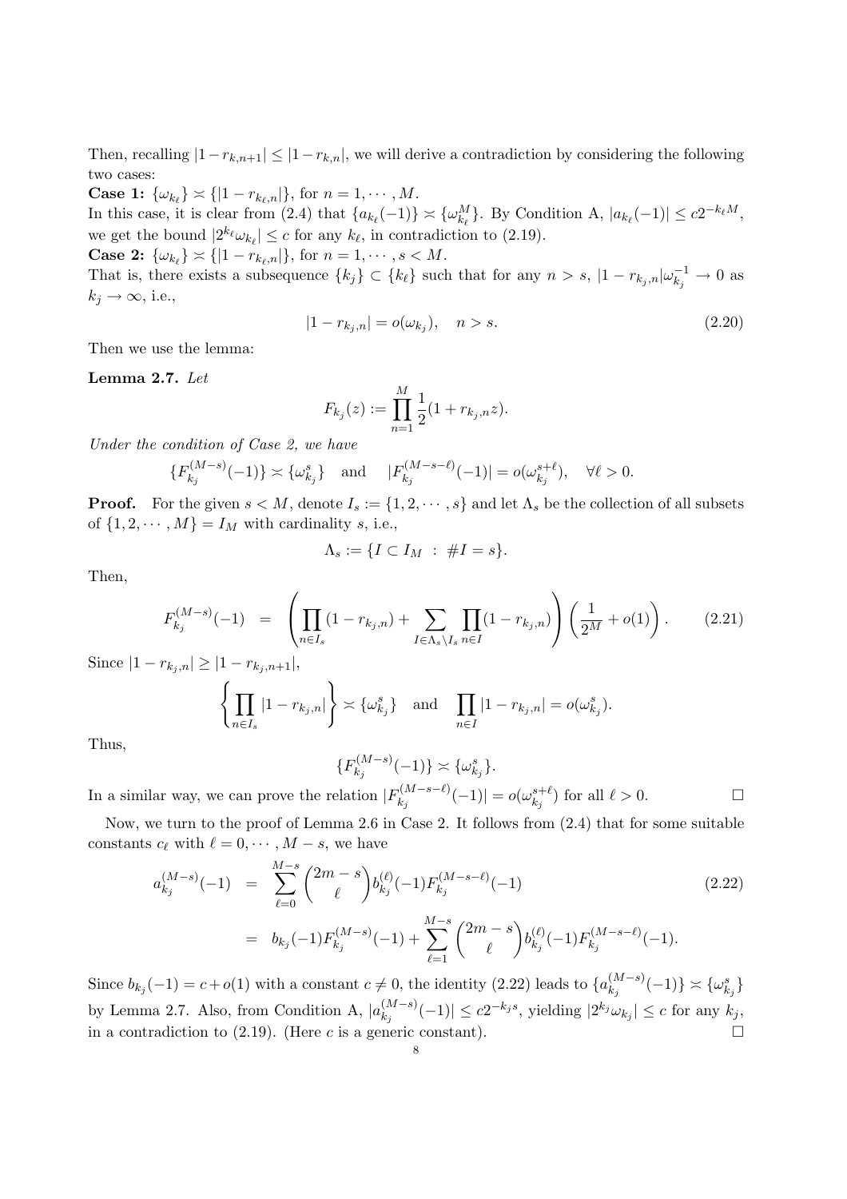Then, recalling $|1-r_{k,n+1}| \le |1-r_{k,n}|$, we will derive a contradiction by considering the following two cases:

**Case 1:** $\{\omega_{k_\ell}\} \asymp \{|1-r_{k_\ell,n}|\}$, for $n = 1, \cdots, M$.

In this case, it is clear from (2.4) that $\{a_{k_\ell}(-1)\} \asymp \{\omega_{k_\ell}^M\}$. By Condition A, $|a_{k_\ell}(-1)| \le c2^{-k_\ell M}$, we get the bound $|2^{k_\ell}\omega_{k_\ell}| \le c$ for any $k_\ell$, in contradiction to (2.19).

**Case 2:** $\{\omega_{k_\ell}\} \asymp \{|1-r_{k_\ell,n}|\}$, for $n = 1, \cdots, s < M$.

That is, there exists a subsequence $\{k_j\} \subset \{k_\ell\}$ such that for any $n > s$, $|1-r_{k_j,n}|\omega_{k_j}^{-1} \to 0$ as $k_j \to \infty$, i.e.,

$$|1-r_{k_j,n}| = o(\omega_{k_j}), \quad n > s. \tag{2.20}$$

Then we use the lemma:

**Lemma 2.7.** *Let*

$$F_{k_j}(z) := \prod_{n=1}^{M} \frac{1}{2}(1 + r_{k_j,n} z).$$

*Under the condition of Case 2, we have*

$$\{F_{k_j}^{(M-s)}(-1)\} \asymp \{\omega_{k_j}^s\} \quad \text{and} \quad |F_{k_j}^{(M-s-\ell)}(-1)| = o(\omega_{k_j}^{s+\ell}), \quad \forall \ell > 0.$$

**Proof.** For the given $s < M$, denote $I_s := \{1, 2, \cdots, s\}$ and let $\Lambda_s$ be the collection of all subsets of $\{1, 2, \cdots, M\} = I_M$ with cardinality $s$, i.e.,

$$\Lambda_s := \{I \subset I_M \ : \ \#I = s\}.$$

Then,

$$F_{k_j}^{(M-s)}(-1) \ = \ \left( \prod_{n \in I_s} (1-r_{k_j,n}) + \sum_{I \in \Lambda_s \setminus I_s} \prod_{n \in I} (1-r_{k_j,n}) \right) \left( \frac{1}{2^M} + o(1) \right). \tag{2.21}$$

Since $|1-r_{k_j,n}| \ge |1-r_{k_j,n+1}|$,

$$\left\{ \prod_{n \in I_s} |1-r_{k_j,n}| \right\} \asymp \{\omega_{k_j}^s\} \quad \text{and} \quad \prod_{n \in I} |1-r_{k_j,n}| = o(\omega_{k_j}^s).$$

Thus,

$$\{F_{k_j}^{(M-s)}(-1)\} \asymp \{\omega_{k_j}^s\}.$$

In a similar way, we can prove the relation $|F_{k_j}^{(M-s-\ell)}(-1)| = o(\omega_{k_j}^{s+\ell})$ for all $\ell > 0$. $\square$

Now, we turn to the proof of Lemma 2.6 in Case 2. It follows from (2.4) that for some suitable constants $c_\ell$ with $\ell = 0, \cdots, M-s$, we have

$$\begin{aligned} a_{k_j}^{(M-s)}(-1) \ &= \ \sum_{\ell=0}^{M-s} \binom{2m-s}{\ell} b_{k_j}^{(\ell)}(-1) F_{k_j}^{(M-s-\ell)}(-1) \\ &= \ b_{k_j}(-1) F_{k_j}^{(M-s)}(-1) + \sum_{\ell=1}^{M-s} \binom{2m-s}{\ell} b_{k_j}^{(\ell)}(-1) F_{k_j}^{(M-s-\ell)}(-1). \end{aligned} \tag{2.22}$$

Since $b_{k_j}(-1) = c + o(1)$ with a constant $c \ne 0$, the identity (2.22) leads to $\{a_{k_j}^{(M-s)}(-1)\} \asymp \{\omega_{k_j}^s\}$ by Lemma 2.7. Also, from Condition A, $|a_{k_j}^{(M-s)}(-1)| \le c2^{-k_j s}$, yielding $|2^{k_j}\omega_{k_j}| \le c$ for any $k_j$, in a contradiction to (2.19). (Here $c$ is a generic constant). $\square$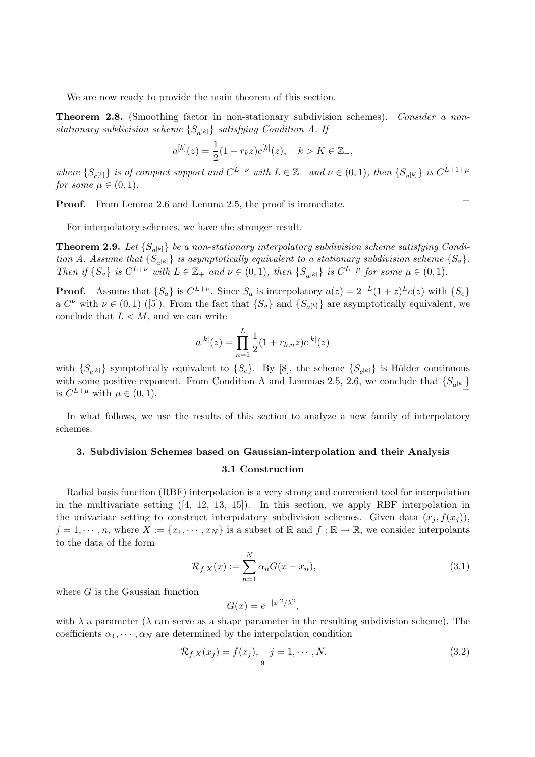We are now ready to provide the main theorem of this section.

**Theorem 2.8.** (Smoothing factor in non-stationary subdivision schemes). *Consider a non-stationary subdivision scheme $\{S_{a^{[k]}}\}$ satisfying Condition A. If*

$$a^{[k]}(z) = \frac{1}{2}(1 + r_k z)c^{[k]}(z), \quad k > K \in \mathbb{Z}_+,$$

*where $\{S_{c^{[k]}}\}$ is of compact support and $C^{L+\nu}$ with $L \in \mathbb{Z}_+$ and $\nu \in (0, 1)$, then $\{S_{a^{[k]}}\}$ is $C^{L+1+\mu}$ for some $\mu \in (0, 1)$.*

**Proof.** From Lemma 2.6 and Lemma 2.5, the proof is immediate. □

For interpolatory schemes, we have the stronger result.

**Theorem 2.9.** *Let $\{S_{a^{[k]}}\}$ be a non-stationary interpolatory subdivision scheme satisfying Condition A. Assume that $\{S_{a^{[k]}}\}$ is asymptotically equivalent to a stationary subdivision scheme $\{S_a\}$. Then if $\{S_a\}$ is $C^{L+\nu}$ with $L \in \mathbb{Z}_+$ and $\nu \in (0, 1)$, then $\{S_{a^{[k]}}\}$ is $C^{L+\mu}$ for some $\mu \in (0, 1)$.*

**Proof.** Assume that $\{S_a\}$ is $C^{L+\nu}$. Since $S_a$ is interpolatory $a(z) = 2^{-L}(1 + z)^L c(z)$ with $\{S_c\}$ a $C^\nu$ with $\nu \in (0, 1)$ ([5]). From the fact that $\{S_a\}$ and $\{S_{a^{[k]}}\}$ are asymptotically equivalent, we conclude that $L < M$, and we can write

$$a^{[k]}(z) = \prod_{n=1}^{L} \frac{1}{2}(1 + r_{k,n} z)c^{[k]}(z)$$

with $\{S_{c^{[k]}}\}$ symptotically equivalent to $\{S_c\}$. By [8], the scheme $\{S_{c^{[k]}}\}$ is Hölder continuous with some positive exponent. From Condition A and Lemmas 2.5, 2.6, we conclude that $\{S_{a^{[k]}}\}$ is $C^{L+\mu}$ with $\mu \in (0, 1)$. □

In what follows, we use the results of this section to analyze a new family of interpolatory schemes.

## 3. Subdivision Schemes based on Gaussian-interpolation and their Analysis

### 3.1 Construction

Radial basis function (RBF) interpolation is a very strong and convenient tool for interpolation in the multivariate setting ([4, 12, 13, 15]). In this section, we apply RBF interpolation in the univariate setting to construct interpolatory subdivision schemes. Given data $(x_j, f(x_j))$, $j = 1, \cdots, n$, where $X := \{x_1, \cdots, x_N\}$ is a subset of $\mathbb{R}$ and $f : \mathbb{R} \to \mathbb{R}$, we consider interpolants to the data of the form

$$\mathcal{R}_{f,X}(x) := \sum_{n=1}^{N} \alpha_n G(x - x_n), \tag{3.1}$$

where $G$ is the Gaussian function

$$G(x) = e^{-|x|^2/\lambda^2},$$

with $\lambda$ a parameter ($\lambda$ can serve as a shape parameter in the resulting subdivision scheme). The coefficients $\alpha_1, \cdots, \alpha_N$ are determined by the interpolation condition

$$\mathcal{R}_{f,X}(x_j) = f(x_j), \quad j = 1, \cdots, N. \tag{3.2}$$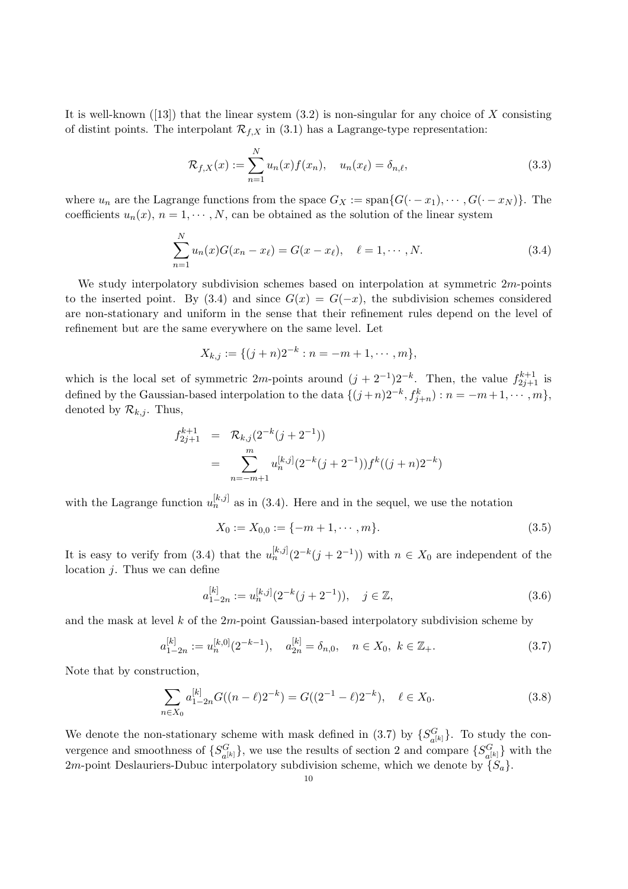It is well-known ([13]) that the linear system (3.2) is non-singular for any choice of $X$ consisting of distint points. The interpolant $\mathcal{R}_{f,X}$ in (3.1) has a Lagrange-type representation:

$$\mathcal{R}_{f,X}(x) := \sum_{n=1}^{N} u_n(x) f(x_n), \quad u_n(x_\ell) = \delta_{n,\ell}, \tag{3.3}$$

where $u_n$ are the Lagrange functions from the space $G_X := \mathrm{span}\{G(\cdot - x_1), \cdots, G(\cdot - x_N)\}$. The coefficients $u_n(x)$, $n = 1, \cdots, N$, can be obtained as the solution of the linear system

$$\sum_{n=1}^{N} u_n(x) G(x_n - x_\ell) = G(x - x_\ell), \quad \ell = 1, \cdots, N. \tag{3.4}$$

We study interpolatory subdivision schemes based on interpolation at symmetric $2m$-points to the inserted point. By (3.4) and since $G(x) = G(-x)$, the subdivision schemes considered are non-stationary and uniform in the sense that their refinement rules depend on the level of refinement but are the same everywhere on the same level. Let

$$X_{k,j} := \{(j+n)2^{-k} : n = -m+1, \cdots, m\},$$

which is the local set of symmetric $2m$-points around $(j + 2^{-1})2^{-k}$. Then, the value $f_{2j+1}^{k+1}$ is defined by the Gaussian-based interpolation to the data $\{(j+n)2^{-k}, f_{j+n}^k) : n = -m+1, \cdots, m\}$, denoted by $\mathcal{R}_{k,j}$. Thus,

$$\begin{aligned} f_{2j+1}^{k+1} &= \mathcal{R}_{k,j}(2^{-k}(j + 2^{-1})) \\ &= \sum_{n=-m+1}^{m} u_n^{[k,j]}(2^{-k}(j+2^{-1})) f^k((j+n)2^{-k}) \end{aligned}$$

with the Lagrange function $u_n^{[k,j]}$ as in (3.4). Here and in the sequel, we use the notation

$$X_0 := X_{0,0} := \{-m+1, \cdots, m\}. \tag{3.5}$$

It is easy to verify from (3.4) that the $u_n^{[k,j]}(2^{-k}(j + 2^{-1}))$ with $n \in X_0$ are independent of the location $j$. Thus we can define

$$a_{1-2n}^{[k]} := u_n^{[k,j]}(2^{-k}(j + 2^{-1})), \quad j \in \mathbb{Z}, \tag{3.6}$$

and the mask at level $k$ of the $2m$-point Gaussian-based interpolatory subdivision scheme by

$$a_{1-2n}^{[k]} := u_n^{[k,0]}(2^{-k-1}), \quad a_{2n}^{[k]} = \delta_{n,0}, \quad n \in X_0, \ k \in \mathbb{Z}_+. \tag{3.7}$$

Note that by construction,

$$\sum_{n \in X_0} a_{1-2n}^{[k]} G((n-\ell)2^{-k}) = G((2^{-1} - \ell)2^{-k}), \quad \ell \in X_0. \tag{3.8}$$

We denote the non-stationary scheme with mask defined in (3.7) by $\{S_{a^{[k]}}^G\}$. To study the convergence and smoothness of $\{S_{a^{[k]}}^G\}$, we use the results of section 2 and compare $\{S_{a^{[k]}}^G\}$ with the $2m$-point Deslauriers-Dubuc interpolatory subdivision scheme, which we denote by $\{S_a\}$.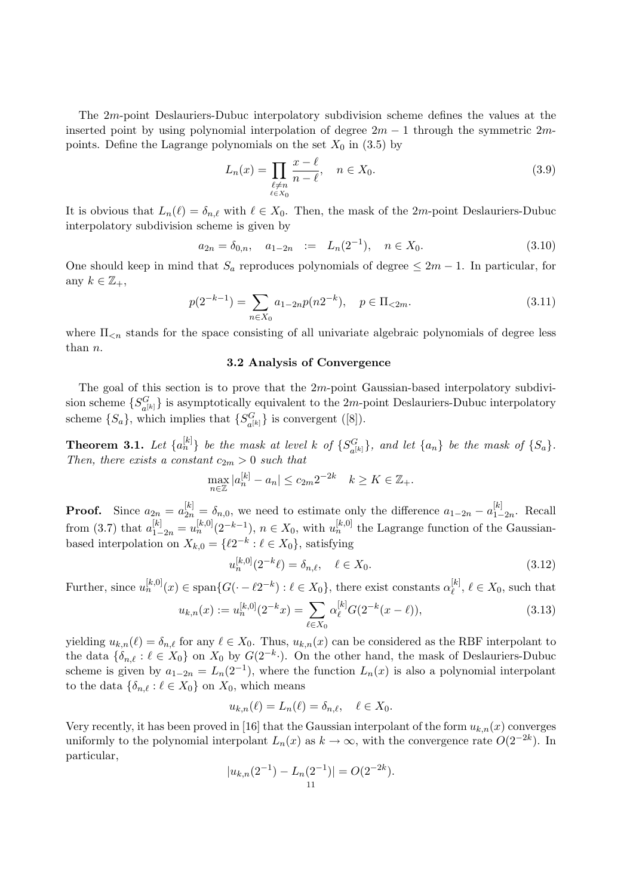The $2m$-point Deslauriers-Dubuc interpolatory subdivision scheme defines the values at the inserted point by using polynomial interpolation of degree $2m-1$ through the symmetric $2m$-points. Define the Lagrange polynomials on the set $X_0$ in (3.5) by

$$L_n(x) = \prod_{\substack{\ell \neq n \\ \ell \in X_0}} \frac{x-\ell}{n-\ell}, \quad n \in X_0. \tag{3.9}$$

It is obvious that $L_n(\ell) = \delta_{n,\ell}$ with $\ell \in X_0$. Then, the mask of the $2m$-point Deslauriers-Dubuc interpolatory subdivision scheme is given by

$$a_{2n} = \delta_{0,n}, \quad a_{1-2n} \;:=\; L_n(2^{-1}), \quad n \in X_0. \tag{3.10}$$

One should keep in mind that $S_a$ reproduces polynomials of degree $\leq 2m-1$. In particular, for any $k \in \mathbb{Z}_+$,

$$p(2^{-k-1}) = \sum_{n \in X_0} a_{1-2n} p(n2^{-k}), \quad p \in \Pi_{<2m}. \tag{3.11}$$

where $\Pi_{<n}$ stands for the space consisting of all univariate algebraic polynomials of degree less than $n$.

### 3.2 Analysis of Convergence

The goal of this section is to prove that the $2m$-point Gaussian-based interpolatory subdivision scheme $\{S^G_{a^{[k]}}\}$ is asymptotically equivalent to the $2m$-point Deslauriers-Dubuc interpolatory scheme $\{S_a\}$, which implies that $\{S^G_{a^{[k]}}\}$ is convergent ([8]).

**Theorem 3.1.** *Let $\{a^{[k]}_n\}$ be the mask at level $k$ of $\{S^G_{a^{[k]}}\}$, and let $\{a_n\}$ be the mask of $\{S_a\}$. Then, there exists a constant $c_{2m} > 0$ such that*

$$\max_{n \in \mathbb{Z}} |a^{[k]}_n - a_n| \leq c_{2m} 2^{-2k} \quad k \geq K \in \mathbb{Z}_+.$$

**Proof.** Since $a_{2n} = a^{[k]}_{2n} = \delta_{n,0}$, we need to estimate only the difference $a_{1-2n} - a^{[k]}_{1-2n}$. Recall from (3.7) that $a^{[k]}_{1-2n} = u^{[k,0]}_n(2^{-k-1})$, $n \in X_0$, with $u^{[k,0]}_n$ the Lagrange function of the Gaussian-based interpolation on $X_{k,0} = \{\ell 2^{-k} : \ell \in X_0\}$, satisfying

$$u^{[k,0]}_n(2^{-k}\ell) = \delta_{n,\ell}, \quad \ell \in X_0. \tag{3.12}$$

Further, since $u^{[k,0]}_n(x) \in \operatorname{span}\{G(\cdot - \ell 2^{-k}) : \ell \in X_0\}$, there exist constants $\alpha^{[k]}_\ell$, $\ell \in X_0$, such that

$$u_{k,n}(x) := u^{[k,0]}_n(2^{-k}x) = \sum_{\ell \in X_0} \alpha^{[k]}_\ell G(2^{-k}(x-\ell)), \tag{3.13}$$

yielding $u_{k,n}(\ell) = \delta_{n,\ell}$ for any $\ell \in X_0$. Thus, $u_{k,n}(x)$ can be considered as the RBF interpolant to the data $\{\delta_{n,\ell} : \ell \in X_0\}$ on $X_0$ by $G(2^{-k}\cdot)$. On the other hand, the mask of Deslauriers-Dubuc scheme is given by $a_{1-2n} = L_n(2^{-1})$, where the function $L_n(x)$ is also a polynomial interpolant to the data $\{\delta_{n,\ell} : \ell \in X_0\}$ on $X_0$, which means

$$u_{k,n}(\ell) = L_n(\ell) = \delta_{n,\ell}, \quad \ell \in X_0.$$

Very recently, it has been proved in [16] that the Gaussian interpolant of the form $u_{k,n}(x)$ converges uniformly to the polynomial interpolant $L_n(x)$ as $k \to \infty$, with the convergence rate $O(2^{-2k})$. In particular,

$$|u_{k,n}(2^{-1}) - L_n(2^{-1})| = O(2^{-2k}).$$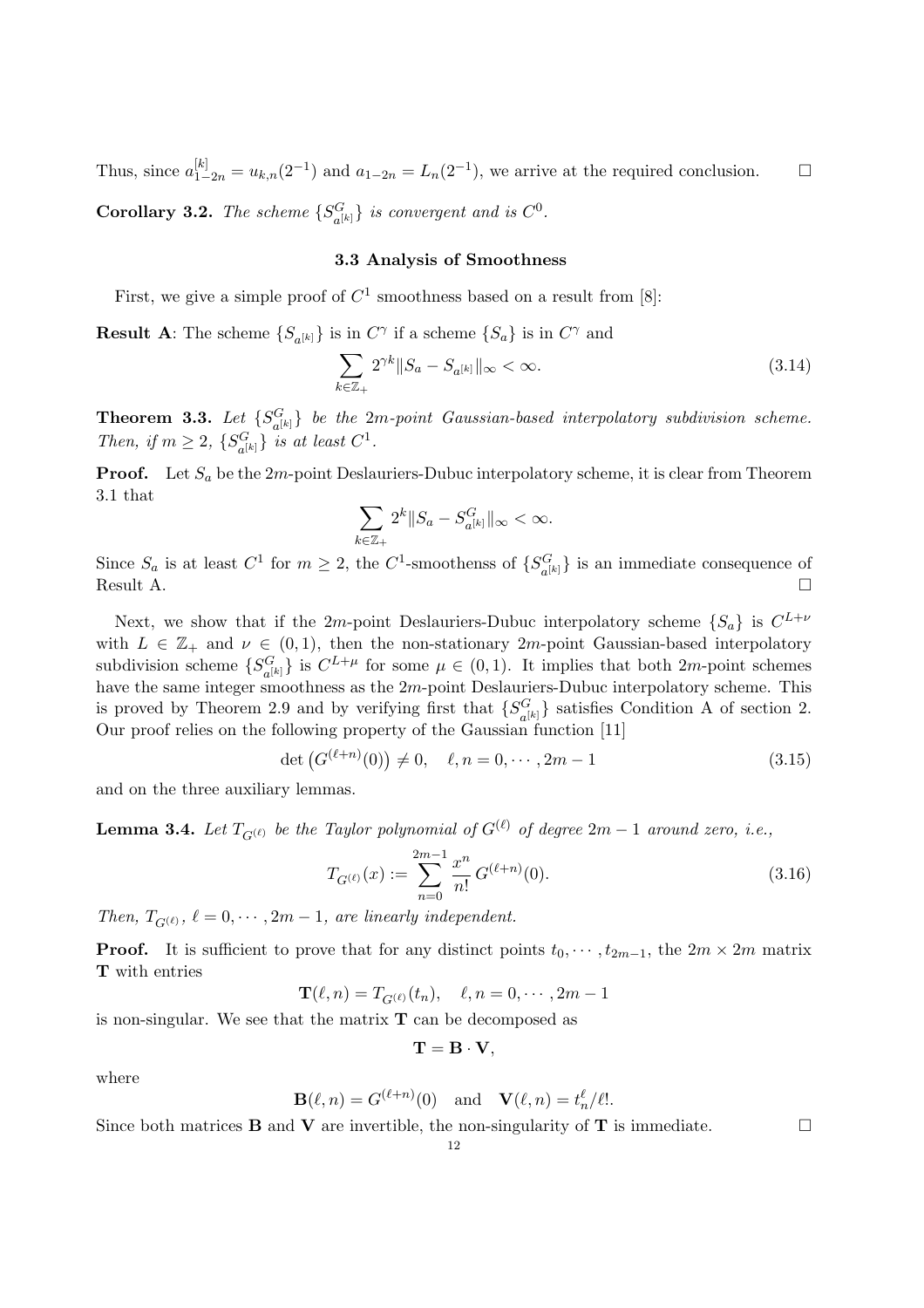Thus, since $a^{[k]}_{1-2n} = u_{k,n}(2^{-1})$ and $a_{1-2n} = L_n(2^{-1})$, we arrive at the required conclusion. □

**Corollary 3.2.** *The scheme* $\{S^G_{a^{[k]}}\}$ *is convergent and is* $C^0$.

### 3.3 Analysis of Smoothness

First, we give a simple proof of $C^1$ smoothness based on a result from [8]:

**Result A**: The scheme $\{S_{a^{[k]}}\}$ is in $C^\gamma$ if a scheme $\{S_a\}$ is in $C^\gamma$ and

$$\sum_{k\in\mathbb{Z}_+} 2^{\gamma k}\|S_a - S_{a^{[k]}}\|_\infty < \infty. \tag{3.14}$$

**Theorem 3.3.** *Let* $\{S^G_{a^{[k]}}\}$ *be the* $2m$*-point Gaussian-based interpolatory subdivision scheme. Then, if* $m \geq 2$, $\{S^G_{a^{[k]}}\}$ *is at least* $C^1$.

**Proof.** Let $S_a$ be the $2m$-point Deslauriers-Dubuc interpolatory scheme, it is clear from Theorem 3.1 that

$$\sum_{k\in\mathbb{Z}_+} 2^{k}\|S_a - S^G_{a^{[k]}}\|_\infty < \infty.$$

Since $S_a$ is at least $C^1$ for $m \geq 2$, the $C^1$-smoothenss of $\{S^G_{a^{[k]}}\}$ is an immediate consequence of Result A. □

Next, we show that if the $2m$-point Deslauriers-Dubuc interpolatory scheme $\{S_a\}$ is $C^{L+\nu}$ with $L \in \mathbb{Z}_+$ and $\nu \in (0,1)$, then the non-stationary $2m$-point Gaussian-based interpolatory subdivision scheme $\{S^G_{a^{[k]}}\}$ is $C^{L+\mu}$ for some $\mu \in (0,1)$. It implies that both $2m$-point schemes have the same integer smoothness as the $2m$-point Deslauriers-Dubuc interpolatory scheme. This is proved by Theorem 2.9 and by verifying first that $\{S^G_{a^{[k]}}\}$ satisfies Condition A of section 2. Our proof relies on the following property of the Gaussian function [11]

$$\det\left(G^{(\ell+n)}(0)\right) \neq 0, \quad \ell, n = 0, \cdots, 2m-1 \tag{3.15}$$

and on the three auxiliary lemmas.

**Lemma 3.4.** *Let* $T_{G^{(\ell)}}$ *be the Taylor polynomial of* $G^{(\ell)}$ *of degree* $2m-1$ *around zero, i.e.,*

$$T_{G^{(\ell)}}(x) := \sum_{n=0}^{2m-1} \frac{x^n}{n!}\, G^{(\ell+n)}(0). \tag{3.16}$$

*Then,* $T_{G^{(\ell)}}$, $\ell = 0, \cdots, 2m-1$, *are linearly independent.*

**Proof.** It is sufficient to prove that for any distinct points $t_0, \cdots, t_{2m-1}$, the $2m \times 2m$ matrix $\mathbf{T}$ with entries

$$\mathbf{T}(\ell, n) = T_{G^{(\ell)}}(t_n), \quad \ell, n = 0, \cdots, 2m-1$$

is non-singular. We see that the matrix $\mathbf{T}$ can be decomposed as

$$\mathbf{T} = \mathbf{B} \cdot \mathbf{V},$$

where

$$\mathbf{B}(\ell, n) = G^{(\ell+n)}(0) \quad \text{and} \quad \mathbf{V}(\ell, n) = t_n^\ell/\ell!.$$

Since both matrices $\mathbf{B}$ and $\mathbf{V}$ are invertible, the non-singularity of $\mathbf{T}$ is immediate. □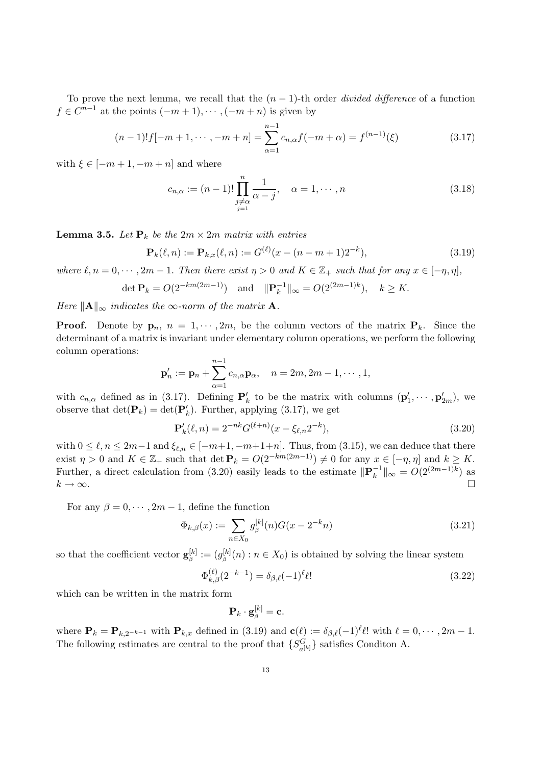To prove the next lemma, we recall that the $(n-1)$-th order *divided difference* of a function $f \in C^{n-1}$ at the points $(-m+1), \cdots, (-m+n)$ is given by

$$(n-1)!f[-m+1, \cdots, -m+n] = \sum_{\alpha=1}^{n-1} c_{n,\alpha} f(-m+\alpha) = f^{(n-1)}(\xi) \tag{3.17}$$

with $\xi \in [-m+1, -m+n]$ and where

$$c_{n,\alpha} := (n-1)! \prod_{\substack{j \neq \alpha \\ j=1}}^{n} \frac{1}{\alpha - j}, \quad \alpha = 1, \cdots, n \tag{3.18}$$

**Lemma 3.5.** *Let $\mathbf{P}_k$ be the $2m \times 2m$ matrix with entries*

$$\mathbf{P}_k(\ell, n) := \mathbf{P}_{k,x}(\ell, n) := G^{(\ell)}(x - (n - m + 1)2^{-k}), \tag{3.19}$$

*where $\ell, n = 0, \cdots, 2m-1$. Then there exist $\eta > 0$ and $K \in \mathbb{Z}_+$ such that for any $x \in [-\eta, \eta]$,*

$$\det \mathbf{P}_k = O(2^{-km(2m-1)}) \quad \text{and} \quad \|\mathbf{P}_k^{-1}\|_\infty = O(2^{(2m-1)k}), \quad k \geq K.$$

*Here $\|\mathbf{A}\|_\infty$ indicates the $\infty$-norm of the matrix $\mathbf{A}$.*

**Proof.** Denote by $\mathbf{p}_n$, $n = 1, \cdots, 2m$, be the column vectors of the matrix $\mathbf{P}_k$. Since the determinant of a matrix is invariant under elementary column operations, we perform the following column operations:

$$\mathbf{p}'_n := \mathbf{p}_n + \sum_{\alpha=1}^{n-1} c_{n,\alpha} \mathbf{p}_\alpha, \quad n = 2m, 2m-1, \cdots, 1,$$

with $c_{n,\alpha}$ defined as in (3.17). Defining $\mathbf{P}'_k$ to be the matrix with columns $(\mathbf{p}'_1, \cdots, \mathbf{p}'_{2m})$, we observe that $\det(\mathbf{P}_k) = \det(\mathbf{P}'_k)$. Further, applying (3.17), we get

$$\mathbf{P}'_k(\ell, n) = 2^{-nk} G^{(\ell+n)}(x - \xi_{\ell,n} 2^{-k}), \tag{3.20}$$

with $0 \leq \ell, n \leq 2m-1$ and $\xi_{\ell,n} \in [-m+1, -m+1+n]$. Thus, from (3.15), we can deduce that there exist $\eta > 0$ and $K \in \mathbb{Z}_+$ such that $\det \mathbf{P}_k = O(2^{-km(2m-1)}) \neq 0$ for any $x \in [-\eta, \eta]$ and $k \geq K$. Further, a direct calculation from (3.20) easily leads to the estimate $\|\mathbf{P}_k^{-1}\|_\infty = O(2^{(2m-1)k})$ as $k \to \infty$. $\square$

For any $\beta = 0, \cdots, 2m-1$, define the function

$$\Phi_{k,\beta}(x) := \sum_{n \in X_0} g_\beta^{[k]}(n) G(x - 2^{-k}n) \tag{3.21}$$

so that the coefficient vector $\mathbf{g}_\beta^{[k]} := (g_\beta^{[k]}(n) : n \in X_0)$ is obtained by solving the linear system

$$\Phi_{k,\beta}^{(\ell)}(2^{-k-1}) = \delta_{\beta,\ell}(-1)^\ell \ell! \tag{3.22}$$

which can be written in the matrix form

$$\mathbf{P}_k \cdot \mathbf{g}_\beta^{[k]} = \mathbf{c}.$$

where $\mathbf{P}_k = \mathbf{P}_{k,2^{-k-1}}$ with $\mathbf{P}_{k,x}$ defined in (3.19) and $\mathbf{c}(\ell) := \delta_{\beta,\ell}(-1)^\ell \ell!$ with $\ell = 0, \cdots, 2m-1$. The following estimates are central to the proof that $\{S_{a^{[k]}}^G\}$ satisfies Conditon A.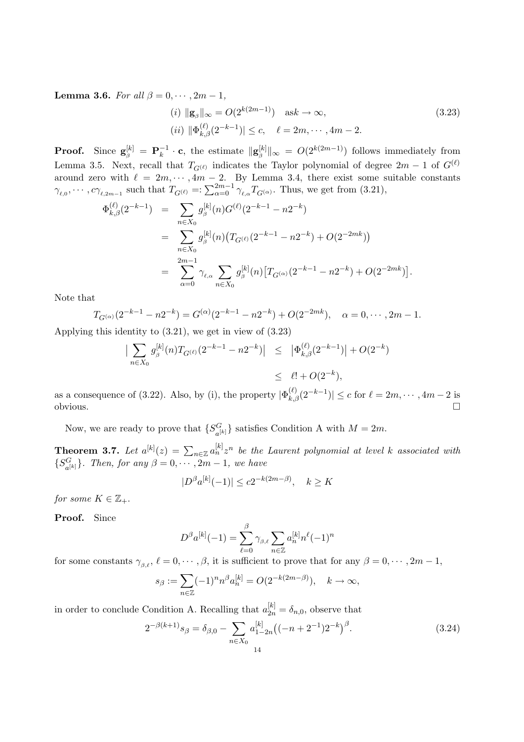**Lemma 3.6.** *For all $\beta = 0, \cdots, 2m-1$,*

$$
\begin{aligned}
&(i)\ \|\mathbf{g}_{\beta}\|_{\infty} = O(2^{k(2m-1)}) \quad \text{as} k \to \infty, \\
&(ii)\ \|\Phi_{k,\beta}^{(\ell)}(2^{-k-1})| \le c, \quad \ell = 2m, \cdots, 4m-2.
\end{aligned}
\tag{3.23}
$$

**Proof.** Since $\mathbf{g}_{\beta}^{[k]} = \mathbf{P}_k^{-1} \cdot \mathbf{c}$, the estimate $\|\mathbf{g}_{\beta}^{[k]}\|_{\infty} = O(2^{k(2m-1)})$ follows immediately from Lemma 3.5. Next, recall that $T_{G^{(\ell)}}$ indicates the Taylor polynomial of degree $2m-1$ of $G^{(\ell)}$ around zero with $\ell = 2m, \cdots, 4m-2$. By Lemma 3.4, there exist some suitable constants $\gamma_{\ell,0}, \cdots, c\gamma_{\ell,2m-1}$ such that $T_{G^{(\ell)}} =: \sum_{\alpha=0}^{2m-1} \gamma_{\ell,\alpha} T_{G^{(\alpha)}}$. Thus, we get from (3.21),

$$
\begin{aligned}
\Phi_{k,\beta}^{(\ell)}(2^{-k-1}) &= \sum_{n \in X_0} g_{\beta}^{[k]}(n) G^{(\ell)}(2^{-k-1} - n2^{-k}) \\
&= \sum_{n \in X_0} g_{\beta}^{[k]}(n) \big( T_{G^{(\ell)}}(2^{-k-1} - n2^{-k}) + O(2^{-2mk}) \big) \\
&= \sum_{\alpha=0}^{2m-1} \gamma_{\ell,\alpha} \sum_{n \in X_0} g_{\beta}^{[k]}(n) \big[ T_{G^{(\alpha)}}(2^{-k-1} - n2^{-k}) + O(2^{-2mk}) \big].
\end{aligned}
$$

Note that

$$
T_{G^{(\alpha)}}(2^{-k-1} - n2^{-k}) = G^{(\alpha)}(2^{-k-1} - n2^{-k}) + O(2^{-2mk}), \quad \alpha = 0, \cdots, 2m-1.
$$

Applying this identity to (3.21), we get in view of (3.23)

$$
\begin{aligned}
\big| \sum_{n \in X_0} g_{\beta}^{[k]}(n) T_{G^{(\ell)}}(2^{-k-1} - n2^{-k}) \big| &\le \big| \Phi_{k,\beta}^{(\ell)}(2^{-k-1}) \big| + O(2^{-k}) \\
&\le \ell! + O(2^{-k}),
\end{aligned}
$$

as a consequence of (3.22). Also, by (i), the property $|\Phi_{k,\beta}^{(\ell)}(2^{-k-1})| \le c$ for $\ell = 2m, \cdots, 4m-2$ is obvious. $\square$

Now, we are ready to prove that $\{S_{a^{[k]}}^G\}$ satisfies Condition A with $M = 2m$.

**Theorem 3.7.** *Let $a^{[k]}(z) = \sum_{n \in \mathbb{Z}} a_n^{[k]} z^n$ be the Laurent polynomial at level $k$ associated with $\{S_{a^{[k]}}^G\}$. Then, for any $\beta = 0, \cdots, 2m-1$, we have*

$$
|D^{\beta} a^{[k]}(-1)| \le c 2^{-k(2m-\beta)}, \quad k \ge K
$$

*for some $K \in \mathbb{Z}_+$.*

**Proof.** Since

$$
D^{\beta} a^{[k]}(-1) = \sum_{\ell=0}^{\beta} \gamma_{\beta,\ell} \sum_{n \in \mathbb{Z}} a_n^{[k]} n^{\ell} (-1)^n
$$

for some constants $\gamma_{\beta,\ell}$, $\ell = 0, \cdots, \beta$, it is sufficient to prove that for any $\beta = 0, \cdots, 2m-1$,

$$
s_{\beta} := \sum_{n \in \mathbb{Z}} (-1)^n n^{\beta} a_n^{[k]} = O(2^{-k(2m-\beta)}), \quad k \to \infty,
$$

in order to conclude Condition A. Recalling that $a_{2n}^{[k]} = \delta_{n,0}$, observe that

$$
2^{-\beta(k+1)} s_{\beta} = \delta_{\beta,0} - \sum_{n \in X_0} a_{1-2n}^{[k]} \big( (-n + 2^{-1}) 2^{-k} \big)^{\beta}. \tag{3.24}
$$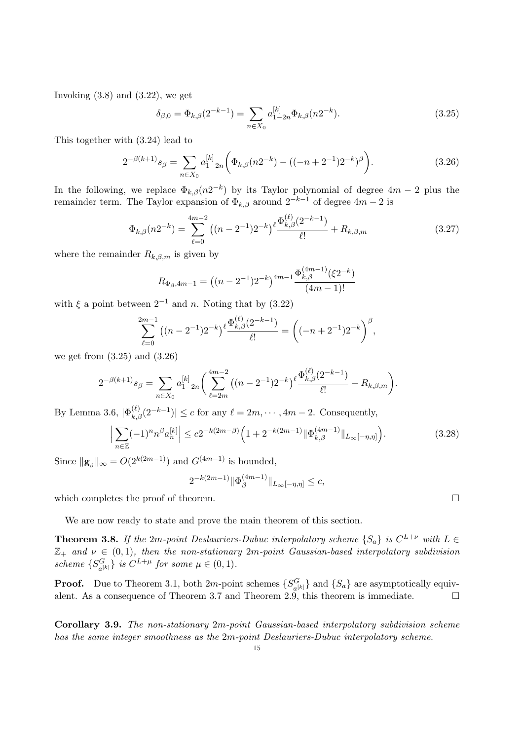Invoking (3.8) and (3.22), we get

$$\delta_{\beta,0} = \Phi_{k,\beta}(2^{-k-1}) = \sum_{n\in X_0} a^{[k]}_{1-2n}\Phi_{k,\beta}(n2^{-k}). \tag{3.25}$$

This together with (3.24) lead to

$$2^{-\beta(k+1)}s_\beta = \sum_{n\in X_0} a^{[k]}_{1-2n}\bigg(\Phi_{k,\beta}(n2^{-k}) - ((-n+2^{-1})2^{-k})^\beta\bigg). \tag{3.26}$$

In the following, we replace $\Phi_{k,\beta}(n2^{-k})$ by its Taylor polynomial of degree $4m-2$ plus the remainder term. The Taylor expansion of $\Phi_{k,\beta}$ around $2^{-k-1}$ of degree $4m-2$ is

$$\Phi_{k,\beta}(n2^{-k}) = \sum_{\ell=0}^{4m-2} \big((n-2^{-1})2^{-k}\big)^\ell \frac{\Phi^{(\ell)}_{k,\beta}(2^{-k-1})}{\ell!} + R_{k,\beta,m} \tag{3.27}$$

where the remainder $R_{k,\beta,m}$ is given by

$$R_{\Phi_\beta,4m-1} = \big((n-2^{-1})2^{-k}\big)^{4m-1}\frac{\Phi^{(4m-1)}_{k,\beta}(\xi 2^{-k})}{(4m-1)!}$$

with $\xi$ a point between $2^{-1}$ and $n$. Noting that by (3.22)

$$\sum_{\ell=0}^{2m-1} \big((n-2^{-1})2^{-k}\big)^\ell \frac{\Phi^{(\ell)}_{k,\beta}(2^{-k-1})}{\ell!} = \bigg((-n+2^{-1})2^{-k}\bigg)^\beta,$$

we get from (3.25) and (3.26)

$$2^{-\beta(k+1)}s_\beta = \sum_{n\in X_0} a^{[k]}_{1-2n}\bigg(\sum_{\ell=2m}^{4m-2} \big((n-2^{-1})2^{-k}\big)^\ell \frac{\Phi^{(\ell)}_{k,\beta}(2^{-k-1})}{\ell!} + R_{k,\beta,m}\bigg).$$

By Lemma 3.6, $|\Phi^{(\ell)}_{k,\beta}(2^{-k-1})| \le c$ for any $\ell = 2m, \cdots, 4m-2$. Consequently,

$$\Big|\sum_{n\in\mathbb{Z}} (-1)^n n^\beta a^{[k]}_n\Big| \le c2^{-k(2m-\beta)}\Big(1 + 2^{-k(2m-1)}\|\Phi^{(4m-1)}_{k,\beta}\|_{L_\infty[-\eta,\eta]}\Big). \tag{3.28}$$

Since $\|\mathbf{g}_\beta\|_\infty = O(2^{k(2m-1)})$ and $G^{(4m-1)}$ is bounded,

$$2^{-k(2m-1)}\|\Phi^{(4m-1)}_\beta\|_{L_\infty[-\eta,\eta]} \le c,$$

which completes the proof of theorem. $\square$

We are now ready to state and prove the main theorem of this section.

**Theorem 3.8.** *If the $2m$-point Deslauriers-Dubuc interpolatory scheme $\{S_a\}$ is $C^{L+\nu}$ with $L \in \mathbb{Z}_+$ and $\nu \in (0,1)$, then the non-stationary $2m$-point Gaussian-based interpolatory subdivision scheme $\{S^G_{a^{[k]}}\}$ is $C^{L+\mu}$ for some $\mu \in (0,1)$.*

**Proof.** Due to Theorem 3.1, both $2m$-point schemes $\{S^G_{a^{[k]}}\}$ and $\{S_a\}$ are asymptotically equivalent. As a consequence of Theorem 3.7 and Theorem 2.9, this theorem is immediate. $\square$

**Corollary 3.9.** *The non-stationary $2m$-point Gaussian-based interpolatory subdivision scheme has the same integer smoothness as the $2m$-point Deslauriers-Dubuc interpolatory scheme.*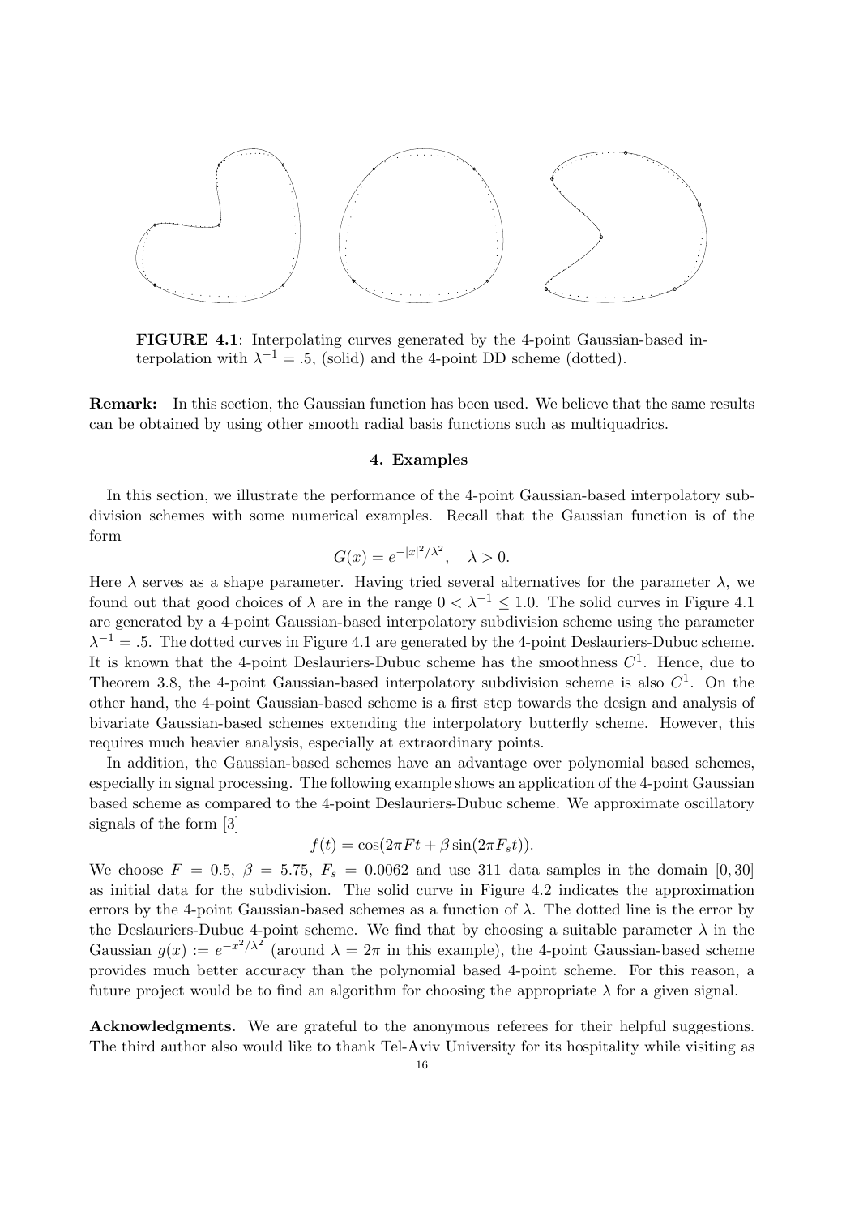**FIGURE 4.1**: Interpolating curves generated by the 4-point Gaussian-based interpolation with $\lambda^{-1} = .5$, (solid) and the 4-point DD scheme (dotted).

**Remark:** In this section, the Gaussian function has been used. We believe that the same results can be obtained by using other smooth radial basis functions such as multiquadrics.

## 4. Examples

In this section, we illustrate the performance of the 4-point Gaussian-based interpolatory subdivision schemes with some numerical examples. Recall that the Gaussian function is of the form

$$G(x) = e^{-|x|^2/\lambda^2}, \quad \lambda > 0.$$

Here $\lambda$ serves as a shape parameter. Having tried several alternatives for the parameter $\lambda$, we found out that good choices of $\lambda$ are in the range $0 < \lambda^{-1} \leq 1.0$. The solid curves in Figure 4.1 are generated by a 4-point Gaussian-based interpolatory subdivision scheme using the parameter $\lambda^{-1} = .5$. The dotted curves in Figure 4.1 are generated by the 4-point Deslauriers-Dubuc scheme. It is known that the 4-point Deslauriers-Dubuc scheme has the smoothness $C^1$. Hence, due to Theorem 3.8, the 4-point Gaussian-based interpolatory subdivision scheme is also $C^1$. On the other hand, the 4-point Gaussian-based scheme is a first step towards the design and analysis of bivariate Gaussian-based schemes extending the interpolatory butterfly scheme. However, this requires much heavier analysis, especially at extraordinary points.

In addition, the Gaussian-based schemes have an advantage over polynomial based schemes, especially in signal processing. The following example shows an application of the 4-point Gaussian based scheme as compared to the 4-point Deslauriers-Dubuc scheme. We approximate oscillatory signals of the form [3]

$$f(t) = \cos(2\pi F t + \beta \sin(2\pi F_s t)).$$

We choose $F = 0.5$, $\beta = 5.75$, $F_s = 0.0062$ and use 311 data samples in the domain $[0, 30]$ as initial data for the subdivision. The solid curve in Figure 4.2 indicates the approximation errors by the 4-point Gaussian-based schemes as a function of $\lambda$. The dotted line is the error by the Deslauriers-Dubuc 4-point scheme. We find that by choosing a suitable parameter $\lambda$ in the Gaussian $g(x) := e^{-x^2/\lambda^2}$ (around $\lambda = 2\pi$ in this example), the 4-point Gaussian-based scheme provides much better accuracy than the polynomial based 4-point scheme. For this reason, a future project would be to find an algorithm for choosing the appropriate $\lambda$ for a given signal.

**Acknowledgments.** We are grateful to the anonymous referees for their helpful suggestions. The third author also would like to thank Tel-Aviv University for its hospitality while visiting as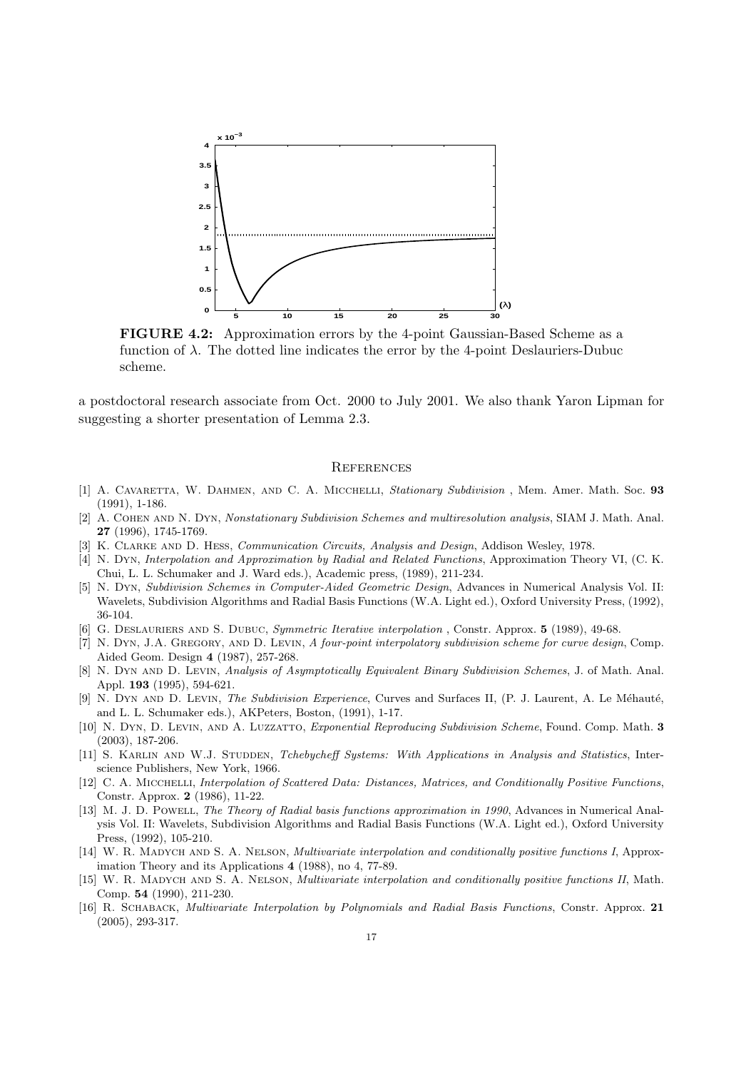**FIGURE 4.2:** Approximation errors by the 4-point Gaussian-Based Scheme as a function of $\lambda$. The dotted line indicates the error by the 4-point Deslauriers-Dubuc scheme.

a postdoctoral research associate from Oct. 2000 to July 2001. We also thank Yaron Lipman for suggesting a shorter presentation of Lemma 2.3.

## References

[1] A. Cavaretta, W. Dahmen, and C. A. Micchelli, *Stationary Subdivision* , Mem. Amer. Math. Soc. **93** (1991), 1-186.

[2] A. Cohen and N. Dyn, *Nonstationary Subdivision Schemes and multiresolution analysis*, SIAM J. Math. Anal. **27** (1996), 1745-1769.

[3] K. Clarke and D. Hess, *Communication Circuits, Analysis and Design*, Addison Wesley, 1978.

[4] N. Dyn, *Interpolation and Approximation by Radial and Related Functions*, Approximation Theory VI, (C. K. Chui, L. L. Schumaker and J. Ward eds.), Academic press, (1989), 211-234.

[5] N. Dyn, *Subdivision Schemes in Computer-Aided Geometric Design*, Advances in Numerical Analysis Vol. II: Wavelets, Subdivision Algorithms and Radial Basis Functions (W.A. Light ed.), Oxford University Press, (1992), 36-104.

[6] G. Deslauriers and S. Dubuc, *Symmetric Iterative interpolation* , Constr. Approx. **5** (1989), 49-68.

[7] N. Dyn, J.A. Gregory, and D. Levin, *A four-point interpolatory subdivision scheme for curve design*, Comp. Aided Geom. Design **4** (1987), 257-268.

[8] N. Dyn and D. Levin, *Analysis of Asymptotically Equivalent Binary Subdivision Schemes*, J. of Math. Anal. Appl. **193** (1995), 594-621.

[9] N. Dyn and D. Levin, *The Subdivision Experience*, Curves and Surfaces II, (P. J. Laurent, A. Le Méhauté, and L. L. Schumaker eds.), AKPeters, Boston, (1991), 1-17.

[10] N. Dyn, D. Levin, and A. Luzzatto, *Exponential Reproducing Subdivision Scheme*, Found. Comp. Math. **3** (2003), 187-206.

[11] S. Karlin and W.J. Studden, *Tchebycheff Systems: With Applications in Analysis and Statistics*, Interscience Publishers, New York, 1966.

[12] C. A. Micchelli, *Interpolation of Scattered Data: Distances, Matrices, and Conditionally Positive Functions*, Constr. Approx. **2** (1986), 11-22.

[13] M. J. D. Powell, *The Theory of Radial basis functions approximation in 1990*, Advances in Numerical Analysis Vol. II: Wavelets, Subdivision Algorithms and Radial Basis Functions (W.A. Light ed.), Oxford University Press, (1992), 105-210.

[14] W. R. Madych and S. A. Nelson, *Multivariate interpolation and conditionally positive functions I*, Approximation Theory and its Applications **4** (1988), no 4, 77-89.

[15] W. R. Madych and S. A. Nelson, *Multivariate interpolation and conditionally positive functions II*, Math. Comp. **54** (1990), 211-230.

[16] R. Schaback, *Multivariate Interpolation by Polynomials and Radial Basis Functions*, Constr. Approx. **21** (2005), 293-317.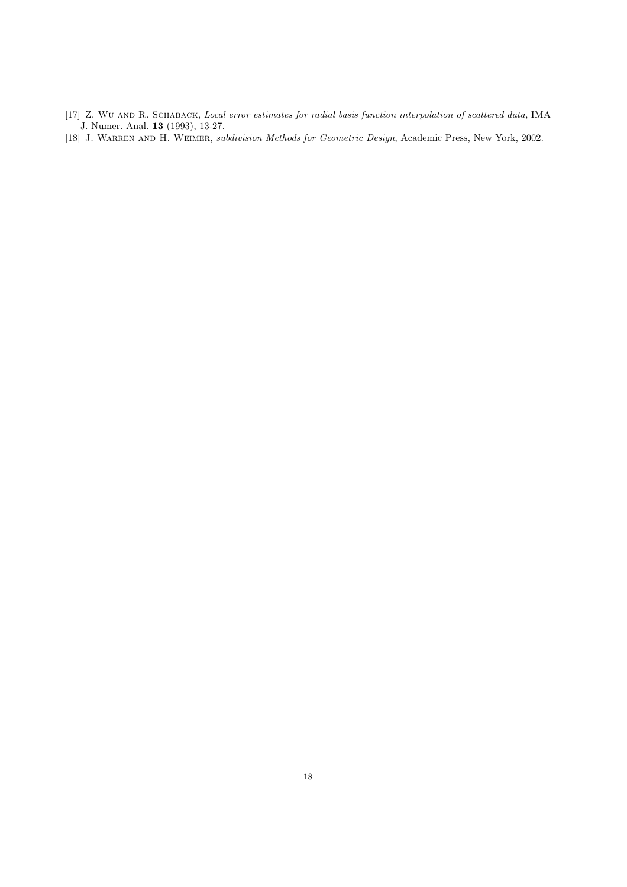[17] Z. Wu and R. Schaback, *Local error estimates for radial basis function interpolation of scattered data*, IMA J. Numer. Anal. **13** (1993), 13-27.

[18] J. Warren and H. Weimer, *subdivision Methods for Geometric Design*, Academic Press, New York, 2002.